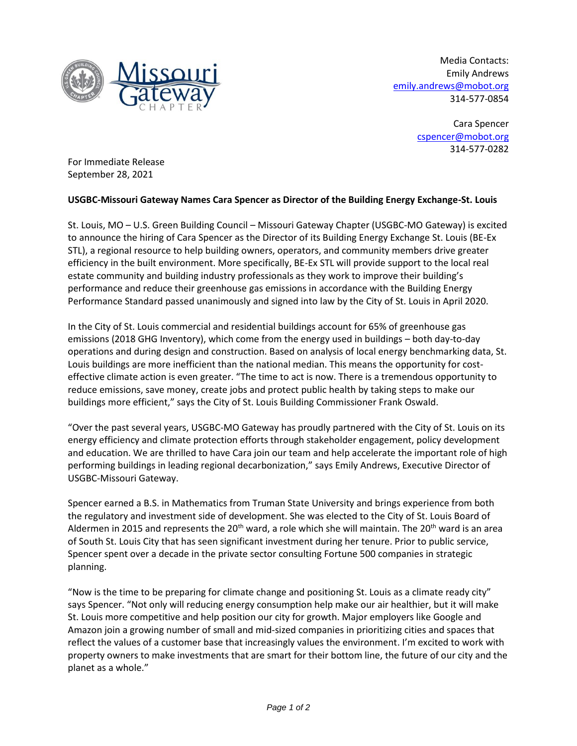Media Contacts:
Emily Andrews
emily.andrews@mobot.org
314-577-0854

Cara Spencer
cspencer@mobot.org
314-577-0282

For Immediate Release
September 28, 2021

**USGBC-Missouri Gateway Names Cara Spencer as Director of the Building Energy Exchange-St. Louis**

St. Louis, MO – U.S. Green Building Council – Missouri Gateway Chapter (USGBC-MO Gateway) is excited to announce the hiring of Cara Spencer as the Director of its Building Energy Exchange St. Louis (BE-Ex STL), a regional resource to help building owners, operators, and community members drive greater efficiency in the built environment. More specifically, BE-Ex STL will provide support to the local real estate community and building industry professionals as they work to improve their building's performance and reduce their greenhouse gas emissions in accordance with the Building Energy Performance Standard passed unanimously and signed into law by the City of St. Louis in April 2020.

In the City of St. Louis commercial and residential buildings account for 65% of greenhouse gas emissions (2018 GHG Inventory), which come from the energy used in buildings – both day-to-day operations and during design and construction. Based on analysis of local energy benchmarking data, St. Louis buildings are more inefficient than the national median. This means the opportunity for cost-effective climate action is even greater. "The time to act is now. There is a tremendous opportunity to reduce emissions, save money, create jobs and protect public health by taking steps to make our buildings more efficient," says the City of St. Louis Building Commissioner Frank Oswald.

"Over the past several years, USGBC-MO Gateway has proudly partnered with the City of St. Louis on its energy efficiency and climate protection efforts through stakeholder engagement, policy development and education. We are thrilled to have Cara join our team and help accelerate the important role of high performing buildings in leading regional decarbonization," says Emily Andrews, Executive Director of USGBC-Missouri Gateway.

Spencer earned a B.S. in Mathematics from Truman State University and brings experience from both the regulatory and investment side of development. She was elected to the City of St. Louis Board of Aldermen in 2015 and represents the 20th ward, a role which she will maintain. The 20th ward is an area of South St. Louis City that has seen significant investment during her tenure. Prior to public service, Spencer spent over a decade in the private sector consulting Fortune 500 companies in strategic planning.

"Now is the time to be preparing for climate change and positioning St. Louis as a climate ready city" says Spencer. "Not only will reducing energy consumption help make our air healthier, but it will make St. Louis more competitive and help position our city for growth. Major employers like Google and Amazon join a growing number of small and mid-sized companies in prioritizing cities and spaces that reflect the values of a customer base that increasingly values the environment. I'm excited to work with property owners to make investments that are smart for their bottom line, the future of our city and the planet as a whole."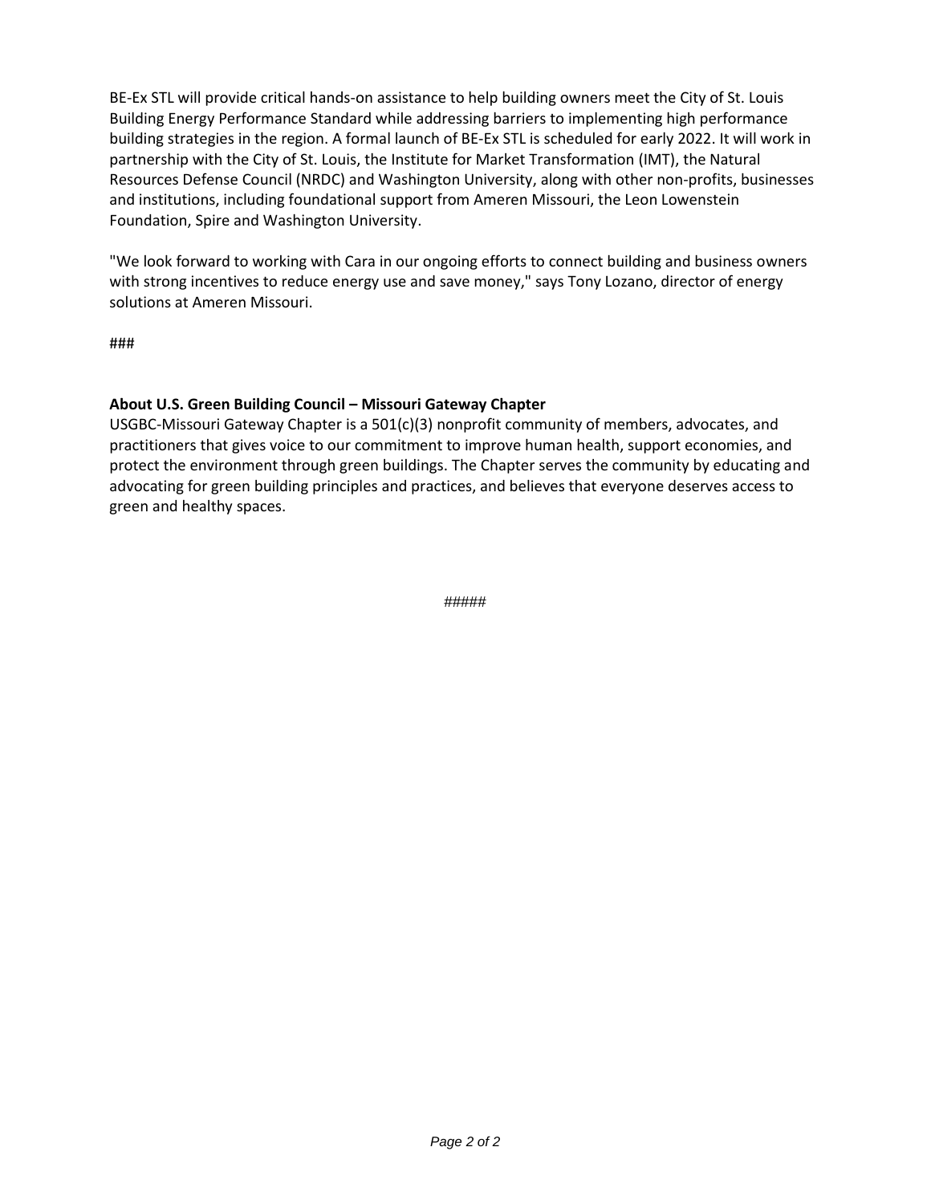BE-Ex STL will provide critical hands-on assistance to help building owners meet the City of St. Louis Building Energy Performance Standard while addressing barriers to implementing high performance building strategies in the region. A formal launch of BE-Ex STL is scheduled for early 2022. It will work in partnership with the City of St. Louis, the Institute for Market Transformation (IMT), the Natural Resources Defense Council (NRDC) and Washington University, along with other non-profits, businesses and institutions, including foundational support from Ameren Missouri, the Leon Lowenstein Foundation, Spire and Washington University.

"We look forward to working with Cara in our ongoing efforts to connect building and business owners with strong incentives to reduce energy use and save money," says Tony Lozano, director of energy solutions at Ameren Missouri.

###

**About U.S. Green Building Council – Missouri Gateway Chapter**

USGBC-Missouri Gateway Chapter is a 501(c)(3) nonprofit community of members, advocates, and practitioners that gives voice to our commitment to improve human health, support economies, and protect the environment through green buildings. The Chapter serves the community by educating and advocating for green building principles and practices, and believes that everyone deserves access to green and healthy spaces.

#####